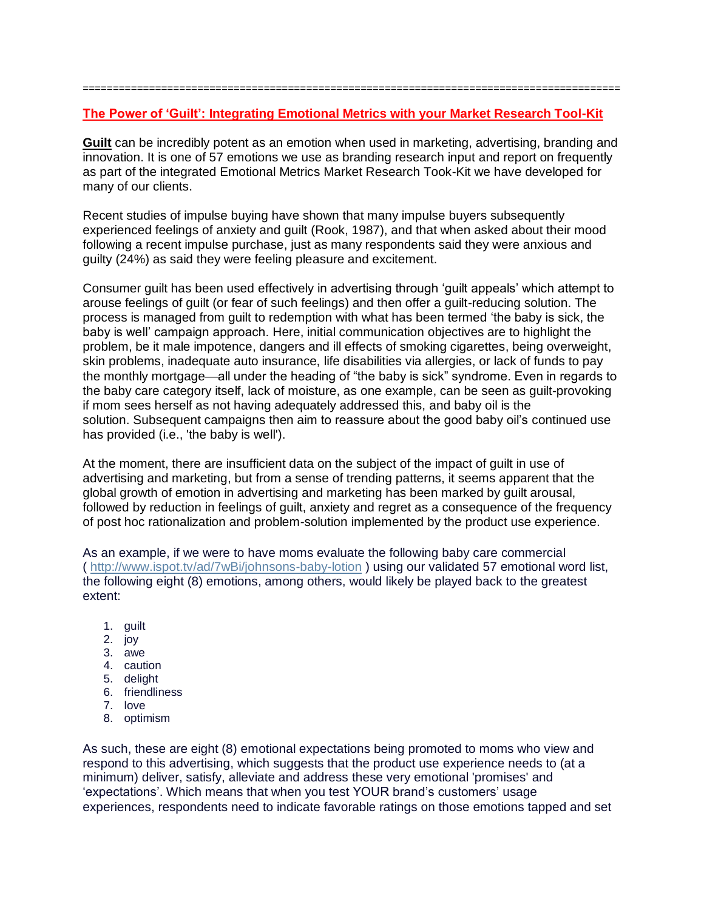==========================================================================================

## The Power of 'Guilt': Integrating Emotional Metrics with your Market Research Tool-Kit

**Guilt** can be incredibly potent as an emotion when used in marketing, advertising, branding and innovation. It is one of 57 emotions we use as branding research input and report on frequently as part of the integrated Emotional Metrics Market Research Took-Kit we have developed for many of our clients.

Recent studies of impulse buying have shown that many impulse buyers subsequently experienced feelings of anxiety and guilt (Rook, 1987), and that when asked about their mood following a recent impulse purchase, just as many respondents said they were anxious and guilty (24%) as said they were feeling pleasure and excitement.

Consumer guilt has been used effectively in advertising through 'guilt appeals' which attempt to arouse feelings of guilt (or fear of such feelings) and then offer a guilt-reducing solution. The process is managed from guilt to redemption with what has been termed 'the baby is sick, the baby is well' campaign approach. Here, initial communication objectives are to highlight the problem, be it male impotence, dangers and ill effects of smoking cigarettes, being overweight, skin problems, inadequate auto insurance, life disabilities via allergies, or lack of funds to pay the monthly mortgage—all under the heading of "the baby is sick" syndrome. Even in regards to the baby care category itself, lack of moisture, as one example, can be seen as guilt-provoking if mom sees herself as not having adequately addressed this, and baby oil is the solution. Subsequent campaigns then aim to reassure about the good baby oil's continued use has provided (i.e., 'the baby is well').

At the moment, there are insufficient data on the subject of the impact of guilt in use of advertising and marketing, but from a sense of trending patterns, it seems apparent that the global growth of emotion in advertising and marketing has been marked by guilt arousal, followed by reduction in feelings of guilt, anxiety and regret as a consequence of the frequency of post hoc rationalization and problem-solution implemented by the product use experience.

As an example, if we were to have moms evaluate the following baby care commercial ( http://www.ispot.tv/ad/7wBi/johnsons-baby-lotion ) using our validated 57 emotional word list, the following eight (8) emotions, among others, would likely be played back to the greatest extent:

1. guilt
2. joy
3. awe
4. caution
5. delight
6. friendliness
7. love
8. optimism

As such, these are eight (8) emotional expectations being promoted to moms who view and respond to this advertising, which suggests that the product use experience needs to (at a minimum) deliver, satisfy, alleviate and address these very emotional 'promises' and 'expectations'. Which means that when you test YOUR brand's customers' usage experiences, respondents need to indicate favorable ratings on those emotions tapped and set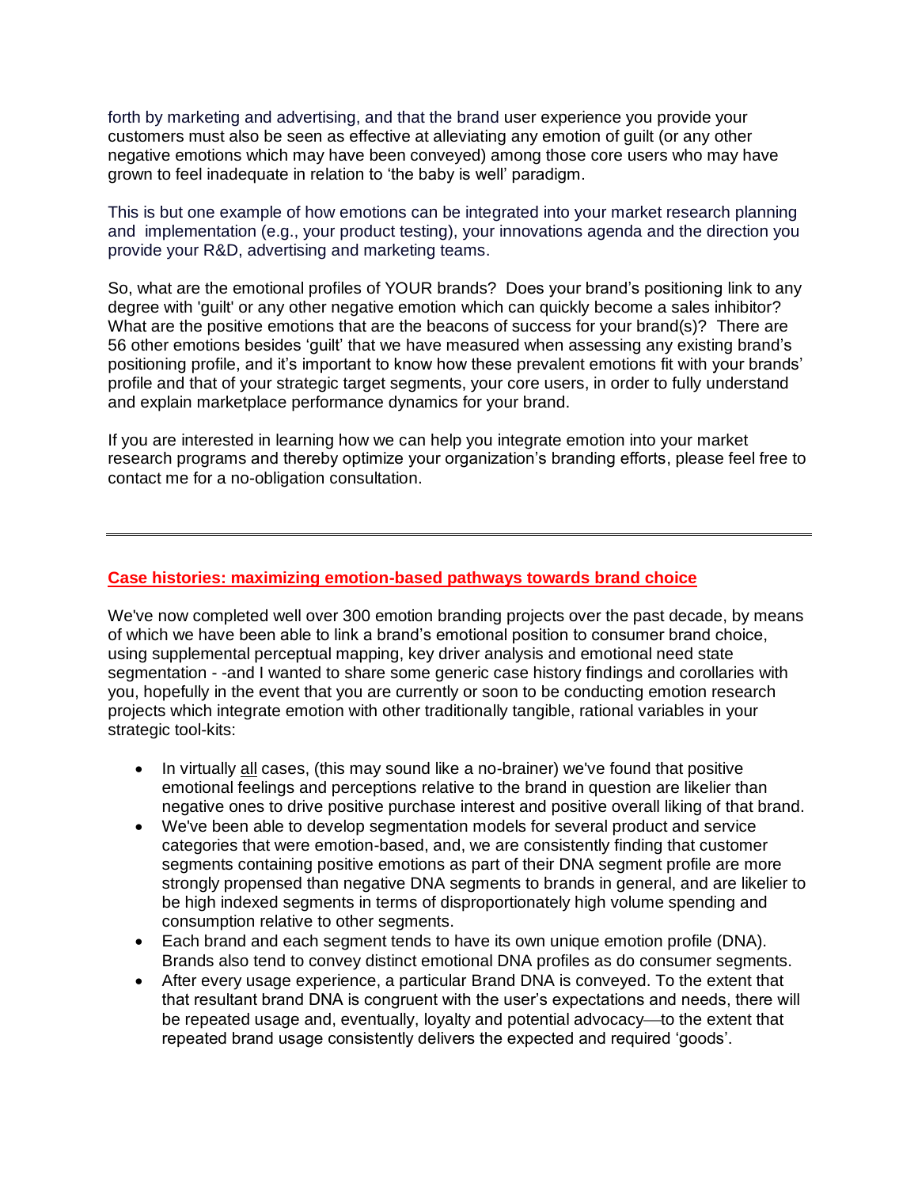forth by marketing and advertising, and that the brand user experience you provide your customers must also be seen as effective at alleviating any emotion of guilt (or any other negative emotions which may have been conveyed) among those core users who may have grown to feel inadequate in relation to 'the baby is well' paradigm.

This is but one example of how emotions can be integrated into your market research planning and implementation (e.g., your product testing), your innovations agenda and the direction you provide your R&D, advertising and marketing teams.

So, what are the emotional profiles of YOUR brands? Does your brand's positioning link to any degree with 'guilt' or any other negative emotion which can quickly become a sales inhibitor? What are the positive emotions that are the beacons of success for your brand(s)? There are 56 other emotions besides 'guilt' that we have measured when assessing any existing brand's positioning profile, and it's important to know how these prevalent emotions fit with your brands' profile and that of your strategic target segments, your core users, in order to fully understand and explain marketplace performance dynamics for your brand.

If you are interested in learning how we can help you integrate emotion into your market research programs and thereby optimize your organization's branding efforts, please feel free to contact me for a no-obligation consultation.

---

## Case histories: maximizing emotion-based pathways towards brand choice

We've now completed well over 300 emotion branding projects over the past decade, by means of which we have been able to link a brand's emotional position to consumer brand choice, using supplemental perceptual mapping, key driver analysis and emotional need state segmentation - -and I wanted to share some generic case history findings and corollaries with you, hopefully in the event that you are currently or soon to be conducting emotion research projects which integrate emotion with other traditionally tangible, rational variables in your strategic tool-kits:

- In virtually all cases, (this may sound like a no-brainer) we've found that positive emotional feelings and perceptions relative to the brand in question are likelier than negative ones to drive positive purchase interest and positive overall liking of that brand.
- We've been able to develop segmentation models for several product and service categories that were emotion-based, and, we are consistently finding that customer segments containing positive emotions as part of their DNA segment profile are more strongly propensed than negative DNA segments to brands in general, and are likelier to be high indexed segments in terms of disproportionately high volume spending and consumption relative to other segments.
- Each brand and each segment tends to have its own unique emotion profile (DNA). Brands also tend to convey distinct emotional DNA profiles as do consumer segments.
- After every usage experience, a particular Brand DNA is conveyed. To the extent that that resultant brand DNA is congruent with the user's expectations and needs, there will be repeated usage and, eventually, loyalty and potential advocacy—to the extent that repeated brand usage consistently delivers the expected and required 'goods'.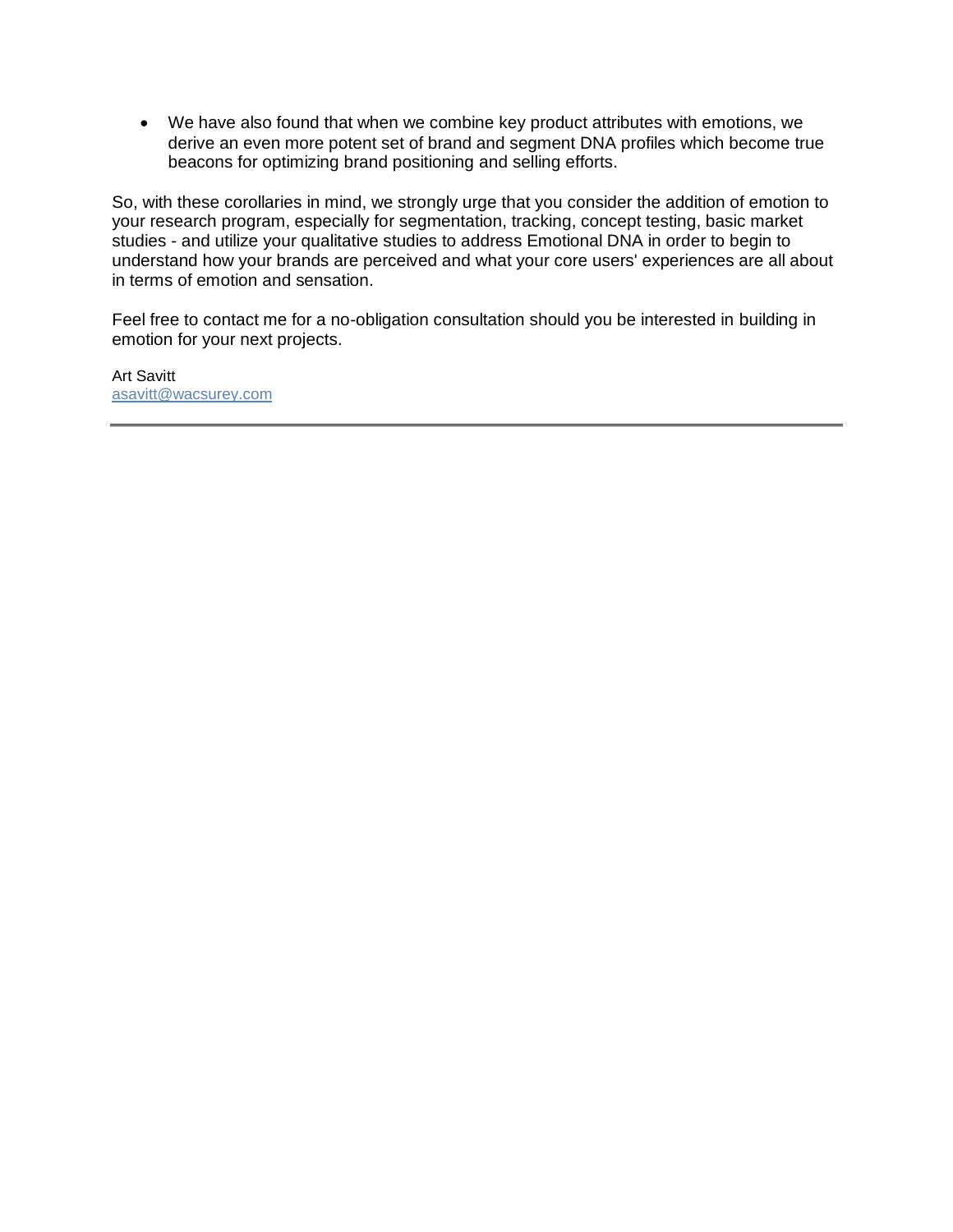- We have also found that when we combine key product attributes with emotions, we derive an even more potent set of brand and segment DNA profiles which become true beacons for optimizing brand positioning and selling efforts.

So, with these corollaries in mind, we strongly urge that you consider the addition of emotion to your research program, especially for segmentation, tracking, concept testing, basic market studies - and utilize your qualitative studies to address Emotional DNA in order to begin to understand how your brands are perceived and what your core users' experiences are all about in terms of emotion and sensation.

Feel free to contact me for a no-obligation consultation should you be interested in building in emotion for your next projects.

Art Savitt
asavitt@wacsurey.com

---